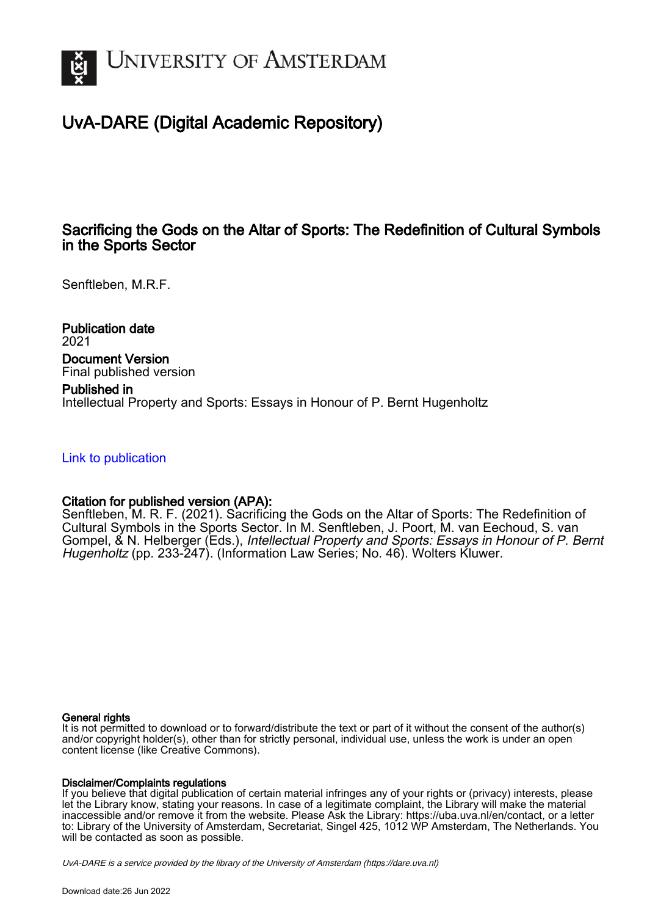UNIVERSITY OF AMSTERDAM

# UvA-DARE (Digital Academic Repository)

## Sacrificing the Gods on the Altar of Sports: The Redefinition of Cultural Symbols in the Sports Sector

Senftleben, M.R.F.

**Publication date**
2021

**Document Version**
Final published version

**Published in**
Intellectual Property and Sports: Essays in Honour of P. Bernt Hugenholtz

Link to publication

**Citation for published version (APA):**
Senftleben, M. R. F. (2021). Sacrificing the Gods on the Altar of Sports: The Redefinition of Cultural Symbols in the Sports Sector. In M. Senftleben, J. Poort, M. van Eechoud, S. van Gompel, & N. Helberger (Eds.), *Intellectual Property and Sports: Essays in Honour of P. Bernt Hugenholtz* (pp. 233-247). (Information Law Series; No. 46). Wolters Kluwer.

**General rights**
It is not permitted to download or to forward/distribute the text or part of it without the consent of the author(s) and/or copyright holder(s), other than for strictly personal, individual use, unless the work is under an open content license (like Creative Commons).

**Disclaimer/Complaints regulations**
If you believe that digital publication of certain material infringes any of your rights or (privacy) interests, please let the Library know, stating your reasons. In case of a legitimate complaint, the Library will make the material inaccessible and/or remove it from the website. Please Ask the Library: https://uba.uva.nl/en/contact, or a letter to: Library of the University of Amsterdam, Secretariat, Singel 425, 1012 WP Amsterdam, The Netherlands. You will be contacted as soon as possible.

*UvA-DARE is a service provided by the library of the University of Amsterdam (https://dare.uva.nl)*

Download date:26 Jun 2022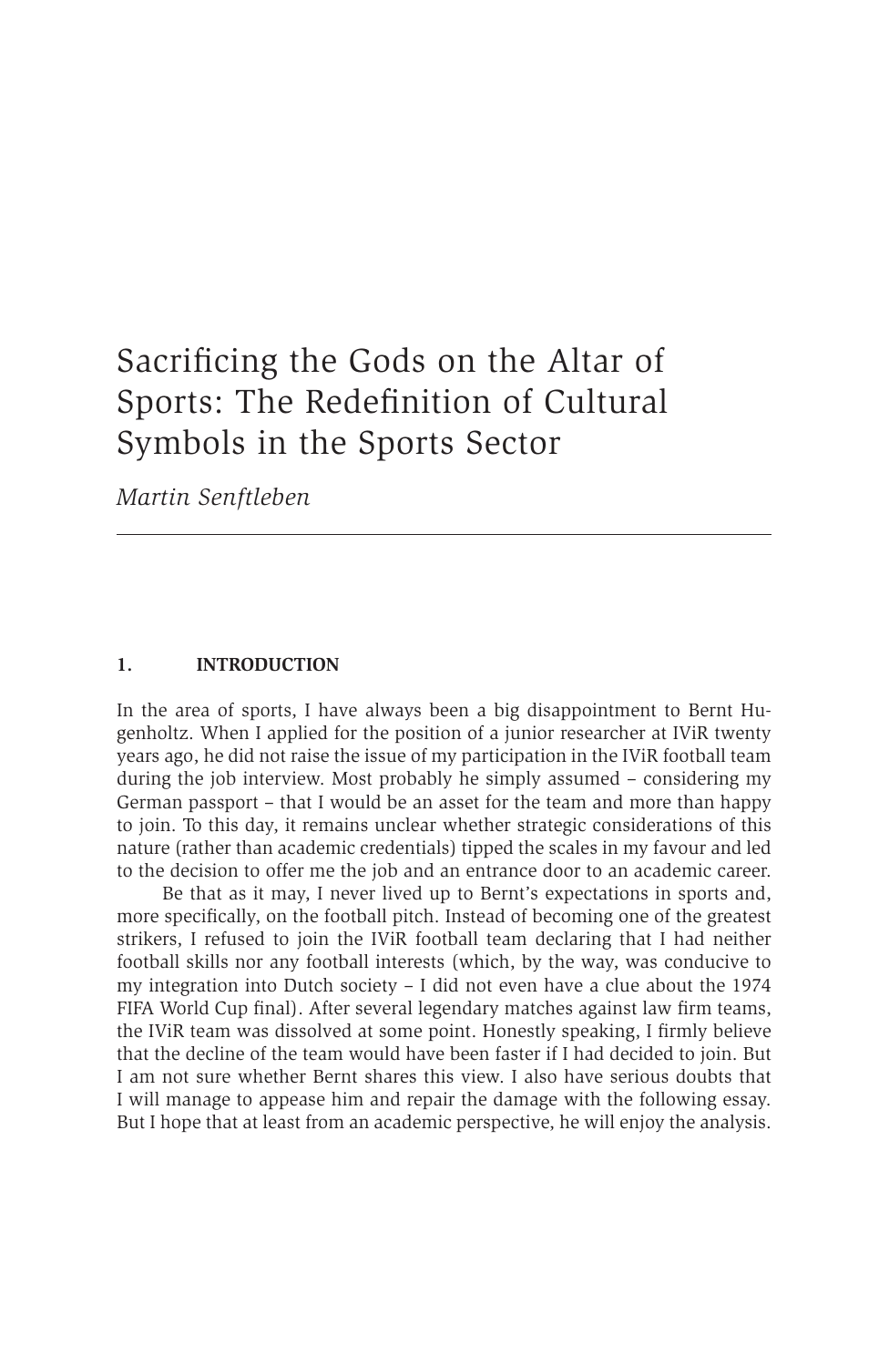# Sacrificing the Gods on the Altar of Sports: The Redefinition of Cultural Symbols in the Sports Sector

*Martin Senftleben*

---

## 1. INTRODUCTION

In the area of sports, I have always been a big disappointment to Bernt Hugenholtz. When I applied for the position of a junior researcher at IViR twenty years ago, he did not raise the issue of my participation in the IViR football team during the job interview. Most probably he simply assumed – considering my German passport – that I would be an asset for the team and more than happy to join. To this day, it remains unclear whether strategic considerations of this nature (rather than academic credentials) tipped the scales in my favour and led to the decision to offer me the job and an entrance door to an academic career.

Be that as it may, I never lived up to Bernt's expectations in sports and, more specifically, on the football pitch. Instead of becoming one of the greatest strikers, I refused to join the IViR football team declaring that I had neither football skills nor any football interests (which, by the way, was conducive to my integration into Dutch society – I did not even have a clue about the 1974 FIFA World Cup final). After several legendary matches against law firm teams, the IViR team was dissolved at some point. Honestly speaking, I firmly believe that the decline of the team would have been faster if I had decided to join. But I am not sure whether Bernt shares this view. I also have serious doubts that I will manage to appease him and repair the damage with the following essay. But I hope that at least from an academic perspective, he will enjoy the analysis.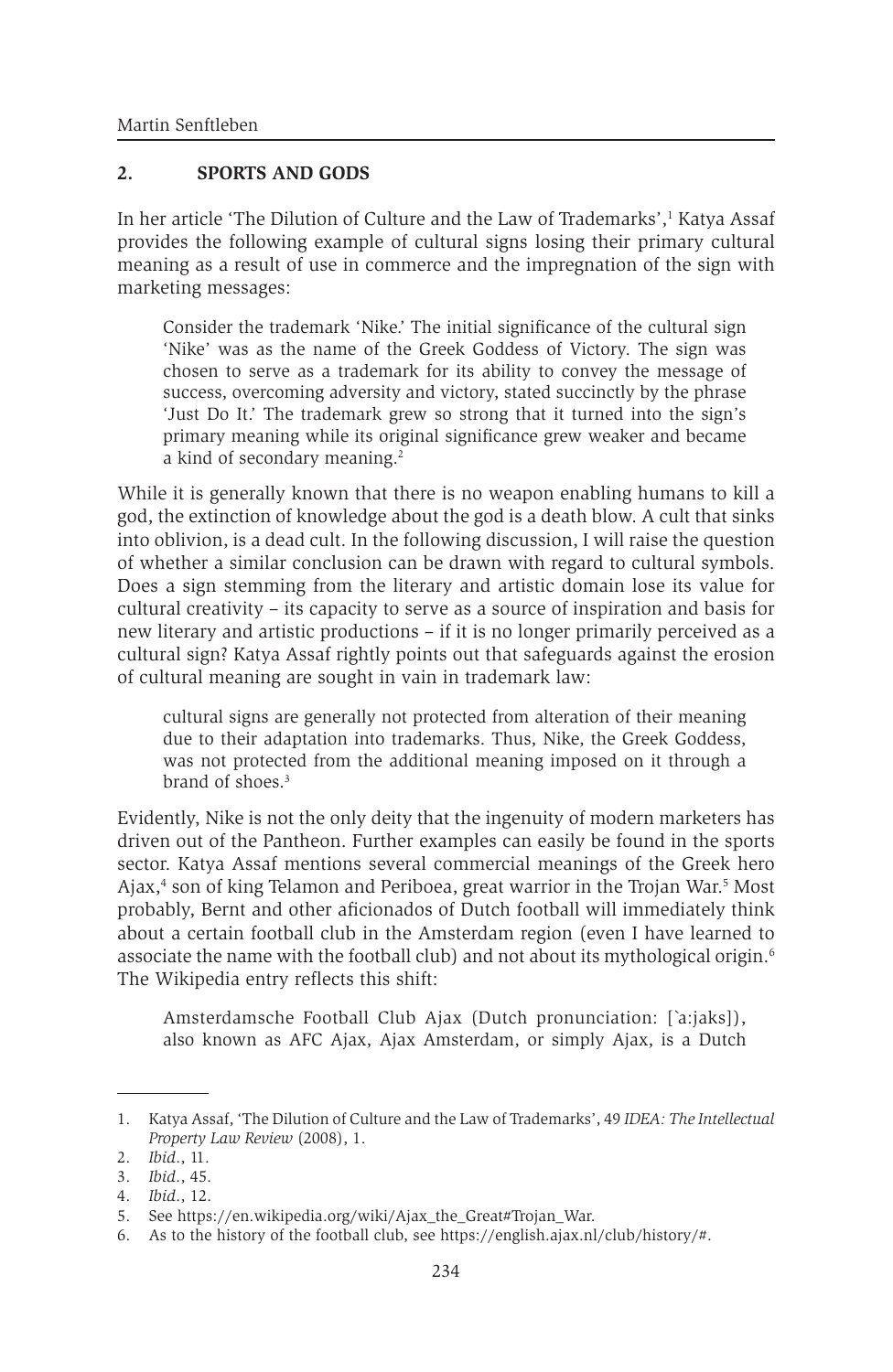## 2. SPORTS AND GODS

In her article 'The Dilution of Culture and the Law of Trademarks',[1] Katya Assaf provides the following example of cultural signs losing their primary cultural meaning as a result of use in commerce and the impregnation of the sign with marketing messages:

> Consider the trademark 'Nike.' The initial significance of the cultural sign 'Nike' was as the name of the Greek Goddess of Victory. The sign was chosen to serve as a trademark for its ability to convey the message of success, overcoming adversity and victory, stated succinctly by the phrase 'Just Do It.' The trademark grew so strong that it turned into the sign's primary meaning while its original significance grew weaker and became a kind of secondary meaning.[2]

While it is generally known that there is no weapon enabling humans to kill a god, the extinction of knowledge about the god is a death blow. A cult that sinks into oblivion, is a dead cult. In the following discussion, I will raise the question of whether a similar conclusion can be drawn with regard to cultural symbols. Does a sign stemming from the literary and artistic domain lose its value for cultural creativity – its capacity to serve as a source of inspiration and basis for new literary and artistic productions – if it is no longer primarily perceived as a cultural sign? Katya Assaf rightly points out that safeguards against the erosion of cultural meaning are sought in vain in trademark law:

> cultural signs are generally not protected from alteration of their meaning due to their adaptation into trademarks. Thus, Nike, the Greek Goddess, was not protected from the additional meaning imposed on it through a brand of shoes.[3]

Evidently, Nike is not the only deity that the ingenuity of modern marketers has driven out of the Pantheon. Further examples can easily be found in the sports sector. Katya Assaf mentions several commercial meanings of the Greek hero Ajax,[4] son of king Telamon and Periboea, great warrior in the Trojan War.[5] Most probably, Bernt and other aficionados of Dutch football will immediately think about a certain football club in the Amsterdam region (even I have learned to associate the name with the football club) and not about its mythological origin.[6] The Wikipedia entry reflects this shift:

> Amsterdamsche Football Club Ajax (Dutch pronunciation: [ˈa:jaks]), also known as AFC Ajax, Ajax Amsterdam, or simply Ajax, is a Dutch

---

1. Katya Assaf, 'The Dilution of Culture and the Law of Trademarks', 49 *IDEA: The Intellectual Property Law Review* (2008), 1.
2. *Ibid.*, 11.
3. *Ibid.*, 45.
4. *Ibid.*, 12.
5. See https://en.wikipedia.org/wiki/Ajax_the_Great#Trojan_War.
6. As to the history of the football club, see https://english.ajax.nl/club/history/#.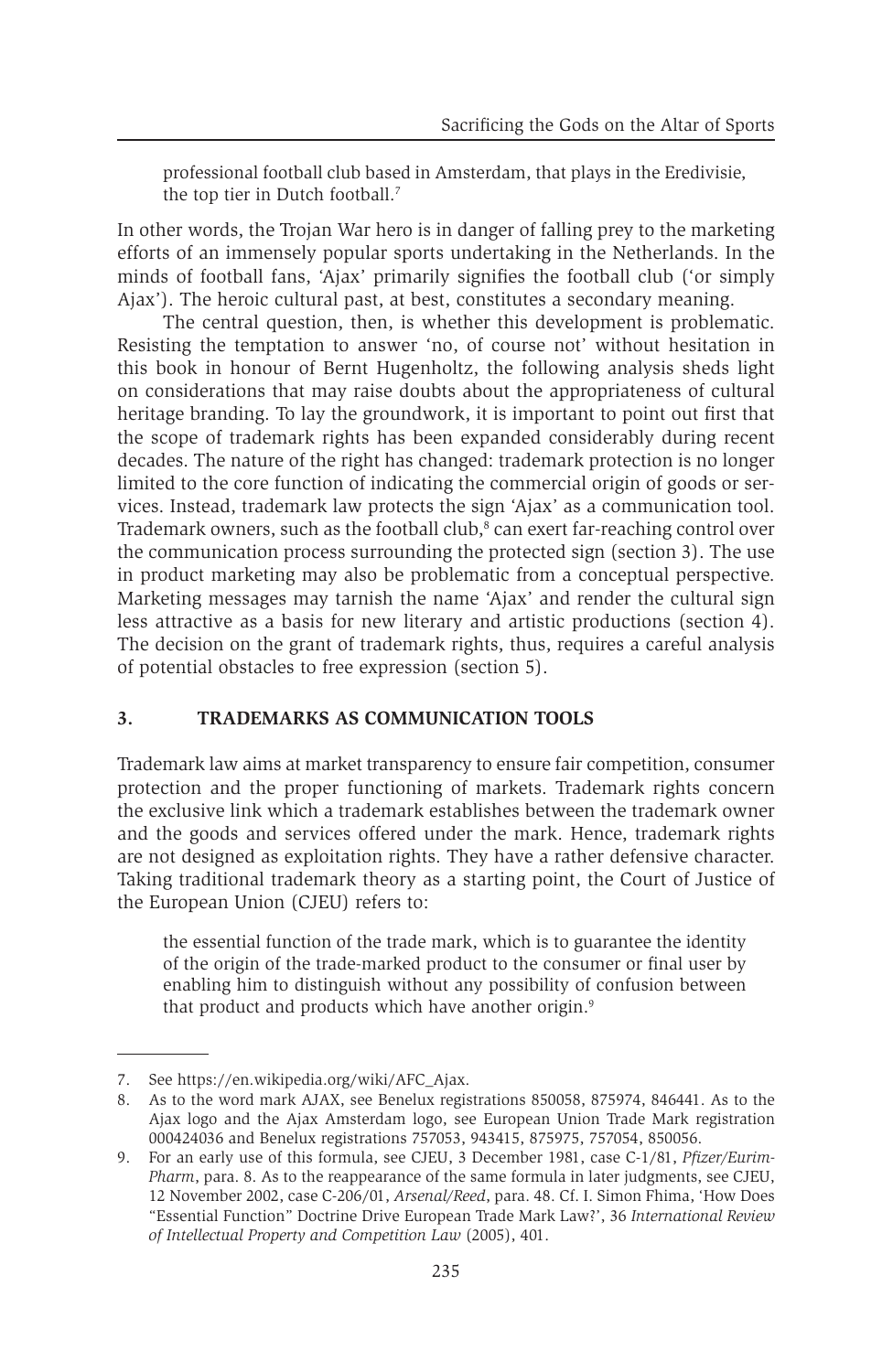> professional football club based in Amsterdam, that plays in the Eredivisie, the top tier in Dutch football.[7]

In other words, the Trojan War hero is in danger of falling prey to the marketing efforts of an immensely popular sports undertaking in the Netherlands. In the minds of football fans, 'Ajax' primarily signifies the football club ('or simply Ajax'). The heroic cultural past, at best, constitutes a secondary meaning.

The central question, then, is whether this development is problematic. Resisting the temptation to answer 'no, of course not' without hesitation in this book in honour of Bernt Hugenholtz, the following analysis sheds light on considerations that may raise doubts about the appropriateness of cultural heritage branding. To lay the groundwork, it is important to point out first that the scope of trademark rights has been expanded considerably during recent decades. The nature of the right has changed: trademark protection is no longer limited to the core function of indicating the commercial origin of goods or services. Instead, trademark law protects the sign 'Ajax' as a communication tool. Trademark owners, such as the football club,[8] can exert far-reaching control over the communication process surrounding the protected sign (section 3). The use in product marketing may also be problematic from a conceptual perspective. Marketing messages may tarnish the name 'Ajax' and render the cultural sign less attractive as a basis for new literary and artistic productions (section 4). The decision on the grant of trademark rights, thus, requires a careful analysis of potential obstacles to free expression (section 5).

## 3. TRADEMARKS AS COMMUNICATION TOOLS

Trademark law aims at market transparency to ensure fair competition, consumer protection and the proper functioning of markets. Trademark rights concern the exclusive link which a trademark establishes between the trademark owner and the goods and services offered under the mark. Hence, trademark rights are not designed as exploitation rights. They have a rather defensive character. Taking traditional trademark theory as a starting point, the Court of Justice of the European Union (CJEU) refers to:

> the essential function of the trade mark, which is to guarantee the identity of the origin of the trade-marked product to the consumer or final user by enabling him to distinguish without any possibility of confusion between that product and products which have another origin.[9]

---

7. See https://en.wikipedia.org/wiki/AFC_Ajax.
8. As to the word mark AJAX, see Benelux registrations 850058, 875974, 846441. As to the Ajax logo and the Ajax Amsterdam logo, see European Union Trade Mark registration 000424036 and Benelux registrations 757053, 943415, 875975, 757054, 850056.
9. For an early use of this formula, see CJEU, 3 December 1981, case C-1/81, *Pfizer/Eurim-Pharm*, para. 8. As to the reappearance of the same formula in later judgments, see CJEU, 12 November 2002, case C-206/01, *Arsenal/Reed*, para. 48. Cf. I. Simon Fhima, 'How Does "Essential Function" Doctrine Drive European Trade Mark Law?', 36 *International Review of Intellectual Property and Competition Law* (2005), 401.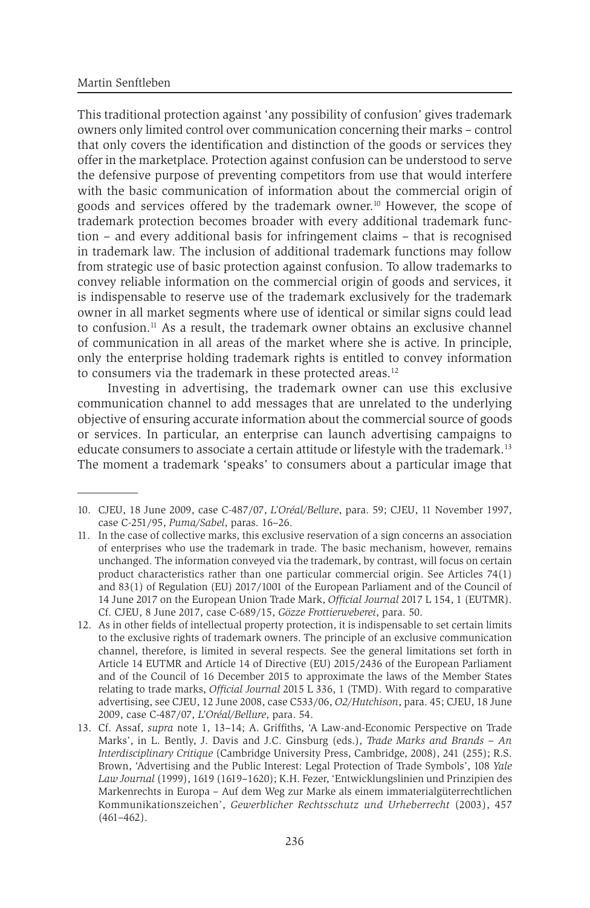This traditional protection against 'any possibility of confusion' gives trademark owners only limited control over communication concerning their marks – control that only covers the identification and distinction of the goods or services they offer in the marketplace. Protection against confusion can be understood to serve the defensive purpose of preventing competitors from use that would interfere with the basic communication of information about the commercial origin of goods and services offered by the trademark owner.[10] However, the scope of trademark protection becomes broader with every additional trademark function – and every additional basis for infringement claims – that is recognised in trademark law. The inclusion of additional trademark functions may follow from strategic use of basic protection against confusion. To allow trademarks to convey reliable information on the commercial origin of goods and services, it is indispensable to reserve use of the trademark exclusively for the trademark owner in all market segments where use of identical or similar signs could lead to confusion.[11] As a result, the trademark owner obtains an exclusive channel of communication in all areas of the market where she is active. In principle, only the enterprise holding trademark rights is entitled to convey information to consumers via the trademark in these protected areas.[12]

Investing in advertising, the trademark owner can use this exclusive communication channel to add messages that are unrelated to the underlying objective of ensuring accurate information about the commercial source of goods or services. In particular, an enterprise can launch advertising campaigns to educate consumers to associate a certain attitude or lifestyle with the trademark.[13] The moment a trademark 'speaks' to consumers about a particular image that

---

10. CJEU, 18 June 2009, case C-487/07, *L'Oréal/Bellure*, para. 59; CJEU, 11 November 1997, case C-251/95, *Puma/Sabel*, paras. 16–26.
11. In the case of collective marks, this exclusive reservation of a sign concerns an association of enterprises who use the trademark in trade. The basic mechanism, however, remains unchanged. The information conveyed via the trademark, by contrast, will focus on certain product characteristics rather than one particular commercial origin. See Articles 74(1) and 83(1) of Regulation (EU) 2017/1001 of the European Parliament and of the Council of 14 June 2017 on the European Union Trade Mark, *Official Journal* 2017 L 154, 1 (EUTMR). Cf. CJEU, 8 June 2017, case C-689/15, *Gözze Frottierweberei*, para. 50.
12. As in other fields of intellectual property protection, it is indispensable to set certain limits to the exclusive rights of trademark owners. The principle of an exclusive communication channel, therefore, is limited in several respects. See the general limitations set forth in Article 14 EUTMR and Article 14 of Directive (EU) 2015/2436 of the European Parliament and of the Council of 16 December 2015 to approximate the laws of the Member States relating to trade marks, *Official Journal* 2015 L 336, 1 (TMD). With regard to comparative advertising, see CJEU, 12 June 2008, case C533/06, *O2/Hutchison*, para. 45; CJEU, 18 June 2009, case C-487/07, *L'Oréal/Bellure*, para. 54.
13. Cf. Assaf, *supra* note 1, 13–14; A. Griffiths, 'A Law-and-Economic Perspective on Trade Marks', in L. Bently, J. Davis and J.C. Ginsburg (eds.), *Trade Marks and Brands – An Interdisciplinary Critique* (Cambridge University Press, Cambridge, 2008), 241 (255); R.S. Brown, 'Advertising and the Public Interest: Legal Protection of Trade Symbols', 108 *Yale Law Journal* (1999), 1619 (1619–1620); K.H. Fezer, 'Entwicklungslinien und Prinzipien des Markenrechts in Europa – Auf dem Weg zur Marke als einem immaterialgüterrechtlichen Kommunikationszeichen', *Gewerblicher Rechtsschutz und Urheberrecht* (2003), 457 (461–462).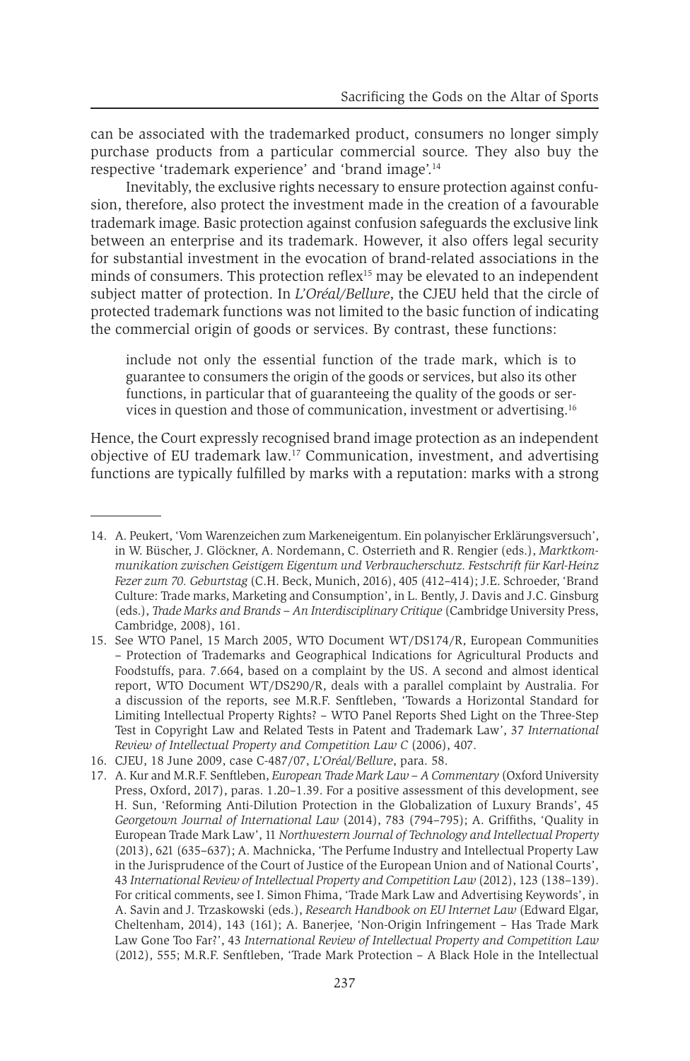can be associated with the trademarked product, consumers no longer simply purchase products from a particular commercial source. They also buy the respective 'trademark experience' and 'brand image'.[14]

Inevitably, the exclusive rights necessary to ensure protection against confusion, therefore, also protect the investment made in the creation of a favourable trademark image. Basic protection against confusion safeguards the exclusive link between an enterprise and its trademark. However, it also offers legal security for substantial investment in the evocation of brand-related associations in the minds of consumers. This protection reflex[15] may be elevated to an independent subject matter of protection. In *L'Oréal/Bellure*, the CJEU held that the circle of protected trademark functions was not limited to the basic function of indicating the commercial origin of goods or services. By contrast, these functions:

> include not only the essential function of the trade mark, which is to guarantee to consumers the origin of the goods or services, but also its other functions, in particular that of guaranteeing the quality of the goods or services in question and those of communication, investment or advertising.[16]

Hence, the Court expressly recognised brand image protection as an independent objective of EU trademark law.[17] Communication, investment, and advertising functions are typically fulfilled by marks with a reputation: marks with a strong

---

14. A. Peukert, 'Vom Warenzeichen zum Markeneigentum. Ein polanyischer Erklärungsversuch', in W. Büscher, J. Glöckner, A. Nordemann, C. Osterrieth and R. Rengier (eds.), *Marktkommunikation zwischen Geistigem Eigentum und Verbraucherschutz. Festschrift für Karl-Heinz Fezer zum 70. Geburtstag* (C.H. Beck, Munich, 2016), 405 (412–414); J.E. Schroeder, 'Brand Culture: Trade marks, Marketing and Consumption', in L. Bently, J. Davis and J.C. Ginsburg (eds.), *Trade Marks and Brands – An Interdisciplinary Critique* (Cambridge University Press, Cambridge, 2008), 161.
15. See WTO Panel, 15 March 2005, WTO Document WT/DS174/R, European Communities – Protection of Trademarks and Geographical Indications for Agricultural Products and Foodstuffs, para. 7.664, based on a complaint by the US. A second and almost identical report, WTO Document WT/DS290/R, deals with a parallel complaint by Australia. For a discussion of the reports, see M.R.F. Senftleben, 'Towards a Horizontal Standard for Limiting Intellectual Property Rights? – WTO Panel Reports Shed Light on the Three-Step Test in Copyright Law and Related Tests in Patent and Trademark Law', 37 *International Review of Intellectual Property and Competition Law C* (2006), 407.
16. CJEU, 18 June 2009, case C-487/07, *L'Oréal/Bellure*, para. 58.
17. A. Kur and M.R.F. Senftleben, *European Trade Mark Law – A Commentary* (Oxford University Press, Oxford, 2017), paras. 1.20–1.39. For a positive assessment of this development, see H. Sun, 'Reforming Anti-Dilution Protection in the Globalization of Luxury Brands', 45 *Georgetown Journal of International Law* (2014), 783 (794–795); A. Griffiths, 'Quality in European Trade Mark Law', 11 *Northwestern Journal of Technology and Intellectual Property* (2013), 621 (635–637); A. Machnicka, 'The Perfume Industry and Intellectual Property Law in the Jurisprudence of the Court of Justice of the European Union and of National Courts', 43 *International Review of Intellectual Property and Competition Law* (2012), 123 (138–139). For critical comments, see I. Simon Fhima, 'Trade Mark Law and Advertising Keywords', in A. Savin and J. Trzaskowski (eds.), *Research Handbook on EU Internet Law* (Edward Elgar, Cheltenham, 2014), 143 (161); A. Banerjee, 'Non-Origin Infringement – Has Trade Mark Law Gone Too Far?', 43 *International Review of Intellectual Property and Competition Law* (2012), 555; M.R.F. Senftleben, 'Trade Mark Protection – A Black Hole in the Intellectual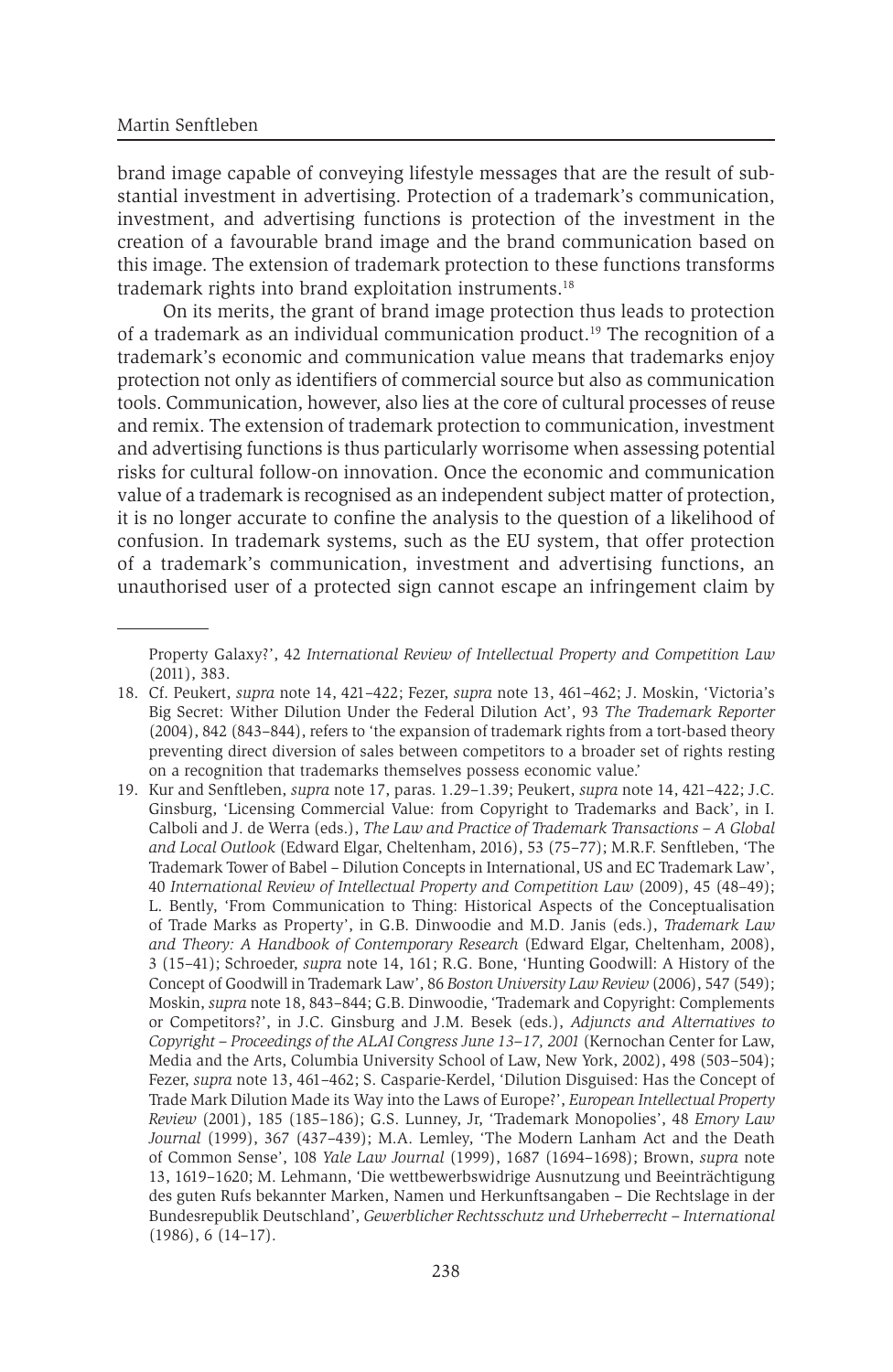brand image capable of conveying lifestyle messages that are the result of substantial investment in advertising. Protection of a trademark's communication, investment, and advertising functions is protection of the investment in the creation of a favourable brand image and the brand communication based on this image. The extension of trademark protection to these functions transforms trademark rights into brand exploitation instruments.[18]

On its merits, the grant of brand image protection thus leads to protection of a trademark as an individual communication product.[19] The recognition of a trademark's economic and communication value means that trademarks enjoy protection not only as identifiers of commercial source but also as communication tools. Communication, however, also lies at the core of cultural processes of reuse and remix. The extension of trademark protection to communication, investment and advertising functions is thus particularly worrisome when assessing potential risks for cultural follow-on innovation. Once the economic and communication value of a trademark is recognised as an independent subject matter of protection, it is no longer accurate to confine the analysis to the question of a likelihood of confusion. In trademark systems, such as the EU system, that offer protection of a trademark's communication, investment and advertising functions, an unauthorised user of a protected sign cannot escape an infringement claim by

---

Property Galaxy?', 42 *International Review of Intellectual Property and Competition Law* (2011), 383.

18. Cf. Peukert, *supra* note 14, 421–422; Fezer, *supra* note 13, 461–462; J. Moskin, 'Victoria's Big Secret: Wither Dilution Under the Federal Dilution Act', 93 *The Trademark Reporter* (2004), 842 (843–844), refers to 'the expansion of trademark rights from a tort-based theory preventing direct diversion of sales between competitors to a broader set of rights resting on a recognition that trademarks themselves possess economic value.'

19. Kur and Senftleben, *supra* note 17, paras. 1.29–1.39; Peukert, *supra* note 14, 421–422; J.C. Ginsburg, 'Licensing Commercial Value: from Copyright to Trademarks and Back', in I. Calboli and J. de Werra (eds.), *The Law and Practice of Trademark Transactions – A Global and Local Outlook* (Edward Elgar, Cheltenham, 2016), 53 (75–77); M.R.F. Senftleben, 'The Trademark Tower of Babel – Dilution Concepts in International, US and EC Trademark Law', 40 *International Review of Intellectual Property and Competition Law* (2009), 45 (48–49); L. Bently, 'From Communication to Thing: Historical Aspects of the Conceptualisation of Trade Marks as Property', in G.B. Dinwoodie and M.D. Janis (eds.), *Trademark Law and Theory: A Handbook of Contemporary Research* (Edward Elgar, Cheltenham, 2008), 3 (15–41); Schroeder, *supra* note 14, 161; R.G. Bone, 'Hunting Goodwill: A History of the Concept of Goodwill in Trademark Law', 86 *Boston University Law Review* (2006), 547 (549); Moskin, *supra* note 18, 843–844; G.B. Dinwoodie, 'Trademark and Copyright: Complements or Competitors?', in J.C. Ginsburg and J.M. Besek (eds.), *Adjuncts and Alternatives to Copyright – Proceedings of the ALAI Congress June 13–17, 2001* (Kernochan Center for Law, Media and the Arts, Columbia University School of Law, New York, 2002), 498 (503–504); Fezer, *supra* note 13, 461–462; S. Casparie-Kerdel, 'Dilution Disguised: Has the Concept of Trade Mark Dilution Made its Way into the Laws of Europe?', *European Intellectual Property Review* (2001), 185 (185–186); G.S. Lunney, Jr, 'Trademark Monopolies', 48 *Emory Law Journal* (1999), 367 (437–439); M.A. Lemley, 'The Modern Lanham Act and the Death of Common Sense', 108 *Yale Law Journal* (1999), 1687 (1694–1698); Brown, *supra* note 13, 1619–1620; M. Lehmann, 'Die wettbewerbswidrige Ausnutzung und Beeinträchtigung des guten Rufs bekannter Marken, Namen und Herkunftsangaben – Die Rechtslage in der Bundesrepublik Deutschland', *Gewerblicher Rechtsschutz und Urheberrecht – International* (1986), 6 (14–17).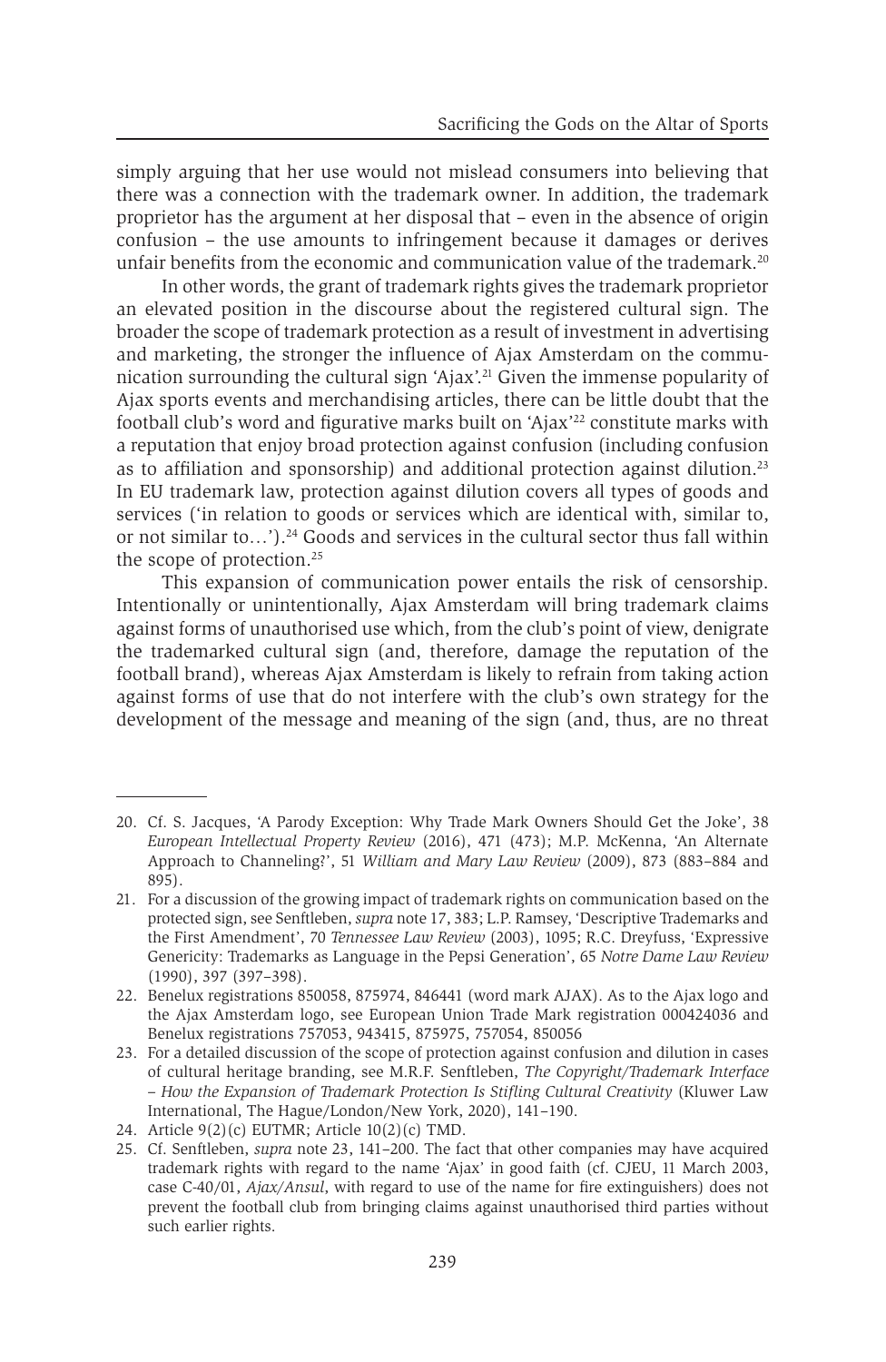simply arguing that her use would not mislead consumers into believing that there was a connection with the trademark owner. In addition, the trademark proprietor has the argument at her disposal that – even in the absence of origin confusion – the use amounts to infringement because it damages or derives unfair benefits from the economic and communication value of the trademark.[20]

In other words, the grant of trademark rights gives the trademark proprietor an elevated position in the discourse about the registered cultural sign. The broader the scope of trademark protection as a result of investment in advertising and marketing, the stronger the influence of Ajax Amsterdam on the communication surrounding the cultural sign 'Ajax'.[21] Given the immense popularity of Ajax sports events and merchandising articles, there can be little doubt that the football club's word and figurative marks built on 'Ajax'[22] constitute marks with a reputation that enjoy broad protection against confusion (including confusion as to affiliation and sponsorship) and additional protection against dilution.[23] In EU trademark law, protection against dilution covers all types of goods and services ('in relation to goods or services which are identical with, similar to, or not similar to…').[24] Goods and services in the cultural sector thus fall within the scope of protection.[25]

This expansion of communication power entails the risk of censorship. Intentionally or unintentionally, Ajax Amsterdam will bring trademark claims against forms of unauthorised use which, from the club's point of view, denigrate the trademarked cultural sign (and, therefore, damage the reputation of the football brand), whereas Ajax Amsterdam is likely to refrain from taking action against forms of use that do not interfere with the club's own strategy for the development of the message and meaning of the sign (and, thus, are no threat

---

20. Cf. S. Jacques, 'A Parody Exception: Why Trade Mark Owners Should Get the Joke', 38 *European Intellectual Property Review* (2016), 471 (473); M.P. McKenna, 'An Alternate Approach to Channeling?', 51 *William and Mary Law Review* (2009), 873 (883–884 and 895).
21. For a discussion of the growing impact of trademark rights on communication based on the protected sign, see Senftleben, *supra* note 17, 383; L.P. Ramsey, 'Descriptive Trademarks and the First Amendment', 70 *Tennessee Law Review* (2003), 1095; R.C. Dreyfuss, 'Expressive Genericity: Trademarks as Language in the Pepsi Generation', 65 *Notre Dame Law Review* (1990), 397 (397–398).
22. Benelux registrations 850058, 875974, 846441 (word mark AJAX). As to the Ajax logo and the Ajax Amsterdam logo, see European Union Trade Mark registration 000424036 and Benelux registrations 757053, 943415, 875975, 757054, 850056
23. For a detailed discussion of the scope of protection against confusion and dilution in cases of cultural heritage branding, see M.R.F. Senftleben, *The Copyright/Trademark Interface – How the Expansion of Trademark Protection Is Stifling Cultural Creativity* (Kluwer Law International, The Hague/London/New York, 2020), 141–190.
24. Article 9(2)(c) EUTMR; Article 10(2)(c) TMD.
25. Cf. Senftleben, *supra* note 23, 141–200. The fact that other companies may have acquired trademark rights with regard to the name 'Ajax' in good faith (cf. CJEU, 11 March 2003, case C-40/01, *Ajax/Ansul*, with regard to use of the name for fire extinguishers) does not prevent the football club from bringing claims against unauthorised third parties without such earlier rights.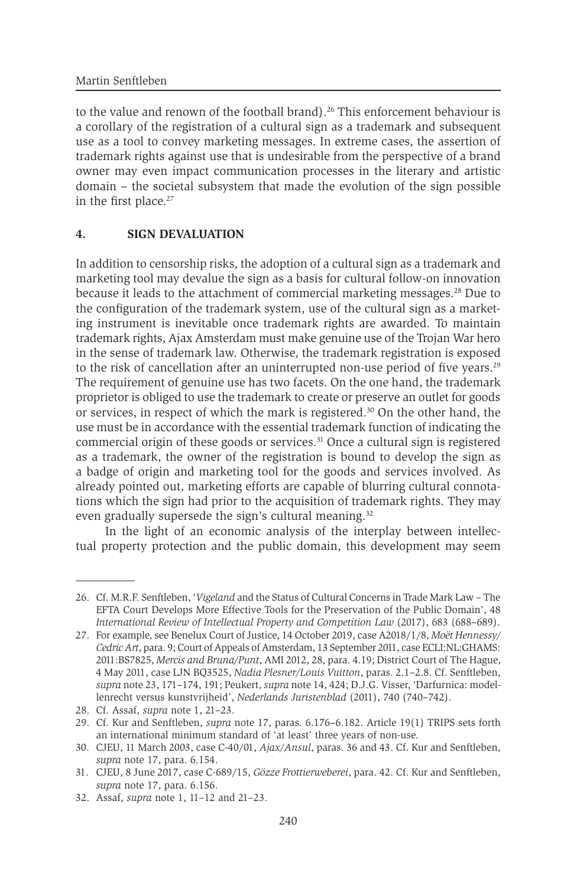to the value and renown of the football brand).[26] This enforcement behaviour is a corollary of the registration of a cultural sign as a trademark and subsequent use as a tool to convey marketing messages. In extreme cases, the assertion of trademark rights against use that is undesirable from the perspective of a brand owner may even impact communication processes in the literary and artistic domain – the societal subsystem that made the evolution of the sign possible in the first place.[27]

## 4. SIGN DEVALUATION

In addition to censorship risks, the adoption of a cultural sign as a trademark and marketing tool may devalue the sign as a basis for cultural follow-on innovation because it leads to the attachment of commercial marketing messages.[28] Due to the configuration of the trademark system, use of the cultural sign as a marketing instrument is inevitable once trademark rights are awarded. To maintain trademark rights, Ajax Amsterdam must make genuine use of the Trojan War hero in the sense of trademark law. Otherwise, the trademark registration is exposed to the risk of cancellation after an uninterrupted non-use period of five years.[29] The requirement of genuine use has two facets. On the one hand, the trademark proprietor is obliged to use the trademark to create or preserve an outlet for goods or services, in respect of which the mark is registered.[30] On the other hand, the use must be in accordance with the essential trademark function of indicating the commercial origin of these goods or services.[31] Once a cultural sign is registered as a trademark, the owner of the registration is bound to develop the sign as a badge of origin and marketing tool for the goods and services involved. As already pointed out, marketing efforts are capable of blurring cultural connotations which the sign had prior to the acquisition of trademark rights. They may even gradually supersede the sign's cultural meaning.[32]

In the light of an economic analysis of the interplay between intellectual property protection and the public domain, this development may seem

---

26. Cf. M.R.F. Senftleben, '*Vigeland* and the Status of Cultural Concerns in Trade Mark Law – The EFTA Court Develops More Effective Tools for the Preservation of the Public Domain', 48 *International Review of Intellectual Property and Competition Law* (2017), 683 (688–689).
27. For example, see Benelux Court of Justice, 14 October 2019, case A2018/1/8, *Moët Hennessy/Cedric Art*, para. 9; Court of Appeals of Amsterdam, 13 September 2011, case ECLI:NL:GHAMS:2011:BS7825, *Mercis and Bruna/Punt*, AMI 2012, 28, para. 4.19; District Court of The Hague, 4 May 2011, case LJN BQ3525, *Nadia Plesner/Louis Vuitton*, paras. 2.1–2.8. Cf. Senftleben, *supra* note 23, 171–174, 191; Peukert, *supra* note 14, 424; D.J.G. Visser, 'Darfurnica: modellenrecht versus kunstvrijheid', *Nederlands Juristenblad* (2011), 740 (740–742).
28. Cf. Assaf, *supra* note 1, 21–23.
29. Cf. Kur and Senftleben, *supra* note 17, paras. 6.176–6.182. Article 19(1) TRIPS sets forth an international minimum standard of 'at least' three years of non-use.
30. CJEU, 11 March 2003, case C-40/01, *Ajax/Ansul*, paras. 36 and 43. Cf. Kur and Senftleben, *supra* note 17, para. 6.154.
31. CJEU, 8 June 2017, case C-689/15, *Gözze Frottierweberei*, para. 42. Cf. Kur and Senftleben, *supra* note 17, para. 6.156.
32. Assaf, *supra* note 1, 11–12 and 21–23.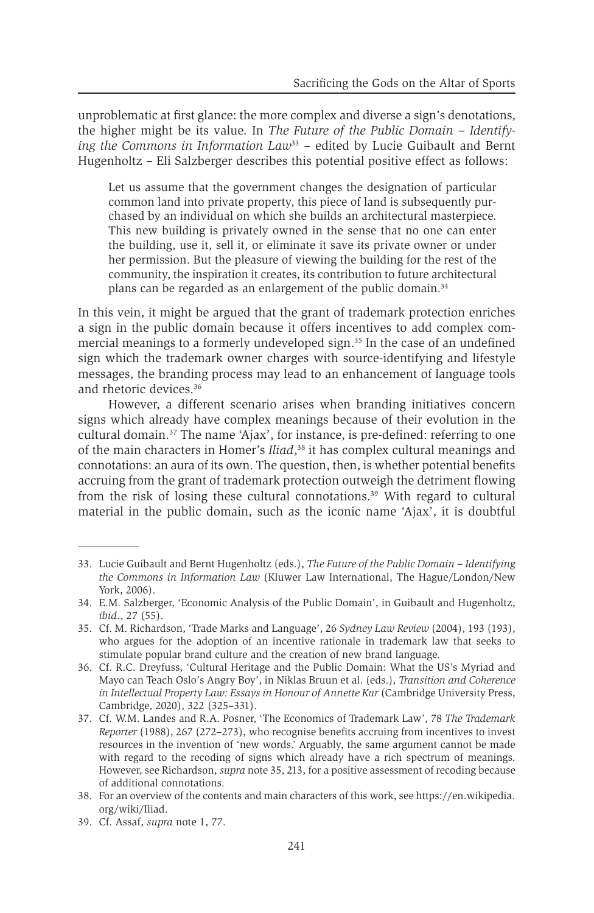unproblematic at first glance: the more complex and diverse a sign's denotations, the higher might be its value. In *The Future of the Public Domain – Identifying the Commons in Information Law*[33] – edited by Lucie Guibault and Bernt Hugenholtz – Eli Salzberger describes this potential positive effect as follows:

> Let us assume that the government changes the designation of particular common land into private property, this piece of land is subsequently purchased by an individual on which she builds an architectural masterpiece. This new building is privately owned in the sense that no one can enter the building, use it, sell it, or eliminate it save its private owner or under her permission. But the pleasure of viewing the building for the rest of the community, the inspiration it creates, its contribution to future architectural plans can be regarded as an enlargement of the public domain.[34]

In this vein, it might be argued that the grant of trademark protection enriches a sign in the public domain because it offers incentives to add complex commercial meanings to a formerly undeveloped sign.[35] In the case of an undefined sign which the trademark owner charges with source-identifying and lifestyle messages, the branding process may lead to an enhancement of language tools and rhetoric devices.[36]

However, a different scenario arises when branding initiatives concern signs which already have complex meanings because of their evolution in the cultural domain.[37] The name 'Ajax', for instance, is pre-defined: referring to one of the main characters in Homer's *Iliad*,[38] it has complex cultural meanings and connotations: an aura of its own. The question, then, is whether potential benefits accruing from the grant of trademark protection outweigh the detriment flowing from the risk of losing these cultural connotations.[39] With regard to cultural material in the public domain, such as the iconic name 'Ajax', it is doubtful

---

33. Lucie Guibault and Bernt Hugenholtz (eds.), *The Future of the Public Domain – Identifying the Commons in Information Law* (Kluwer Law International, The Hague/London/New York, 2006).
34. E.M. Salzberger, 'Economic Analysis of the Public Domain', in Guibault and Hugenholtz, *ibid.*, 27 (55).
35. Cf. M. Richardson, 'Trade Marks and Language', 26 *Sydney Law Review* (2004), 193 (193), who argues for the adoption of an incentive rationale in trademark law that seeks to stimulate popular brand culture and the creation of new brand language.
36. Cf. R.C. Dreyfuss, 'Cultural Heritage and the Public Domain: What the US's Myriad and Mayo can Teach Oslo's Angry Boy', in Niklas Bruun et al. (eds.), *Transition and Coherence in Intellectual Property Law: Essays in Honour of Annette Kur* (Cambridge University Press, Cambridge, 2020), 322 (325–331).
37. Cf. W.M. Landes and R.A. Posner, 'The Economics of Trademark Law', 78 *The Trademark Reporter* (1988), 267 (272–273), who recognise benefits accruing from incentives to invest resources in the invention of 'new words.' Arguably, the same argument cannot be made with regard to the recoding of signs which already have a rich spectrum of meanings. However, see Richardson, *supra* note 35, 213, for a positive assessment of recoding because of additional connotations.
38. For an overview of the contents and main characters of this work, see https://en.wikipedia.org/wiki/Iliad.
39. Cf. Assaf, *supra* note 1, 77.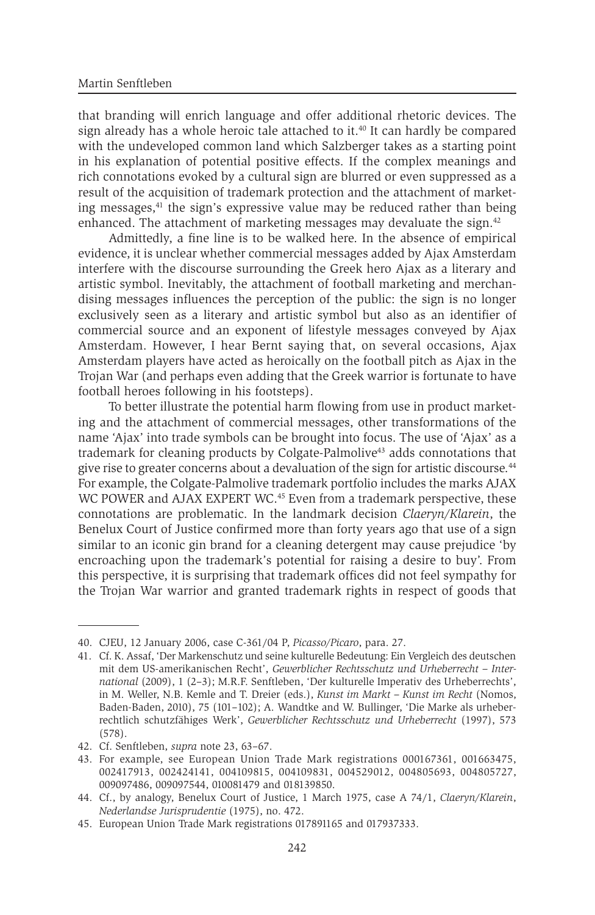that branding will enrich language and offer additional rhetoric devices. The sign already has a whole heroic tale attached to it.[40] It can hardly be compared with the undeveloped common land which Salzberger takes as a starting point in his explanation of potential positive effects. If the complex meanings and rich connotations evoked by a cultural sign are blurred or even suppressed as a result of the acquisition of trademark protection and the attachment of marketing messages,[41] the sign's expressive value may be reduced rather than being enhanced. The attachment of marketing messages may devaluate the sign.[42]

Admittedly, a fine line is to be walked here. In the absence of empirical evidence, it is unclear whether commercial messages added by Ajax Amsterdam interfere with the discourse surrounding the Greek hero Ajax as a literary and artistic symbol. Inevitably, the attachment of football marketing and merchandising messages influences the perception of the public: the sign is no longer exclusively seen as a literary and artistic symbol but also as an identifier of commercial source and an exponent of lifestyle messages conveyed by Ajax Amsterdam. However, I hear Bernt saying that, on several occasions, Ajax Amsterdam players have acted as heroically on the football pitch as Ajax in the Trojan War (and perhaps even adding that the Greek warrior is fortunate to have football heroes following in his footsteps).

To better illustrate the potential harm flowing from use in product marketing and the attachment of commercial messages, other transformations of the name 'Ajax' into trade symbols can be brought into focus. The use of 'Ajax' as a trademark for cleaning products by Colgate-Palmolive[43] adds connotations that give rise to greater concerns about a devaluation of the sign for artistic discourse.[44] For example, the Colgate-Palmolive trademark portfolio includes the marks AJAX WC POWER and AJAX EXPERT WC.[45] Even from a trademark perspective, these connotations are problematic. In the landmark decision *Claeryn/Klarein*, the Benelux Court of Justice confirmed more than forty years ago that use of a sign similar to an iconic gin brand for a cleaning detergent may cause prejudice 'by encroaching upon the trademark's potential for raising a desire to buy'. From this perspective, it is surprising that trademark offices did not feel sympathy for the Trojan War warrior and granted trademark rights in respect of goods that

---

40. CJEU, 12 January 2006, case C-361/04 P, *Picasso/Picaro*, para. 27.
41. Cf. K. Assaf, 'Der Markenschutz und seine kulturelle Bedeutung: Ein Vergleich des deutschen mit dem US-amerikanischen Recht', *Gewerblicher Rechtsschutz und Urheberrecht – International* (2009), 1 (2–3); M.R.F. Senftleben, 'Der kulturelle Imperativ des Urheberrechts', in M. Weller, N.B. Kemle and T. Dreier (eds.), *Kunst im Markt – Kunst im Recht* (Nomos, Baden-Baden, 2010), 75 (101–102); A. Wandtke and W. Bullinger, 'Die Marke als urheberrechtlich schutzfähiges Werk', *Gewerblicher Rechtsschutz und Urheberrecht* (1997), 573 (578).
42. Cf. Senftleben, *supra* note 23, 63–67.
43. For example, see European Union Trade Mark registrations 000167361, 001663475, 002417913, 002424141, 004109815, 004109831, 004529012, 004805693, 004805727, 009097486, 009097544, 010081479 and 018139850.
44. Cf., by analogy, Benelux Court of Justice, 1 March 1975, case A 74/1, *Claeryn/Klarein*, *Nederlandse Jurisprudentie* (1975), no. 472.
45. European Union Trade Mark registrations 017891165 and 017937333.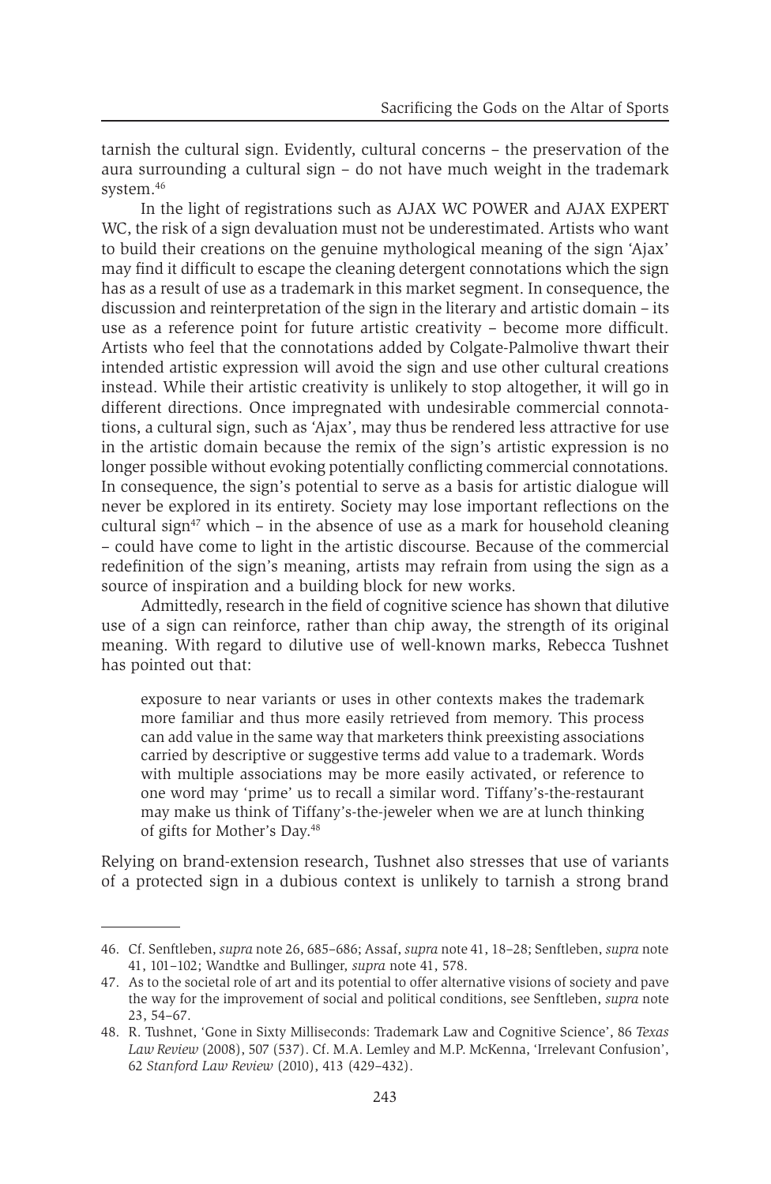tarnish the cultural sign. Evidently, cultural concerns – the preservation of the aura surrounding a cultural sign – do not have much weight in the trademark system.[46]

In the light of registrations such as AJAX WC POWER and AJAX EXPERT WC, the risk of a sign devaluation must not be underestimated. Artists who want to build their creations on the genuine mythological meaning of the sign 'Ajax' may find it difficult to escape the cleaning detergent connotations which the sign has as a result of use as a trademark in this market segment. In consequence, the discussion and reinterpretation of the sign in the literary and artistic domain – its use as a reference point for future artistic creativity – become more difficult. Artists who feel that the connotations added by Colgate-Palmolive thwart their intended artistic expression will avoid the sign and use other cultural creations instead. While their artistic creativity is unlikely to stop altogether, it will go in different directions. Once impregnated with undesirable commercial connotations, a cultural sign, such as 'Ajax', may thus be rendered less attractive for use in the artistic domain because the remix of the sign's artistic expression is no longer possible without evoking potentially conflicting commercial connotations. In consequence, the sign's potential to serve as a basis for artistic dialogue will never be explored in its entirety. Society may lose important reflections on the cultural sign[47] which – in the absence of use as a mark for household cleaning – could have come to light in the artistic discourse. Because of the commercial redefinition of the sign's meaning, artists may refrain from using the sign as a source of inspiration and a building block for new works.

Admittedly, research in the field of cognitive science has shown that dilutive use of a sign can reinforce, rather than chip away, the strength of its original meaning. With regard to dilutive use of well-known marks, Rebecca Tushnet has pointed out that:

> exposure to near variants or uses in other contexts makes the trademark more familiar and thus more easily retrieved from memory. This process can add value in the same way that marketers think preexisting associations carried by descriptive or suggestive terms add value to a trademark. Words with multiple associations may be more easily activated, or reference to one word may 'prime' us to recall a similar word. Tiffany's-the-restaurant may make us think of Tiffany's-the-jeweler when we are at lunch thinking of gifts for Mother's Day.[48]

Relying on brand-extension research, Tushnet also stresses that use of variants of a protected sign in a dubious context is unlikely to tarnish a strong brand

---

46. Cf. Senftleben, *supra* note 26, 685–686; Assaf, *supra* note 41, 18–28; Senftleben, *supra* note 41, 101–102; Wandtke and Bullinger, *supra* note 41, 578.
47. As to the societal role of art and its potential to offer alternative visions of society and pave the way for the improvement of social and political conditions, see Senftleben, *supra* note 23, 54–67.
48. R. Tushnet, 'Gone in Sixty Milliseconds: Trademark Law and Cognitive Science', 86 *Texas Law Review* (2008), 507 (537). Cf. M.A. Lemley and M.P. McKenna, 'Irrelevant Confusion', 62 *Stanford Law Review* (2010), 413 (429–432).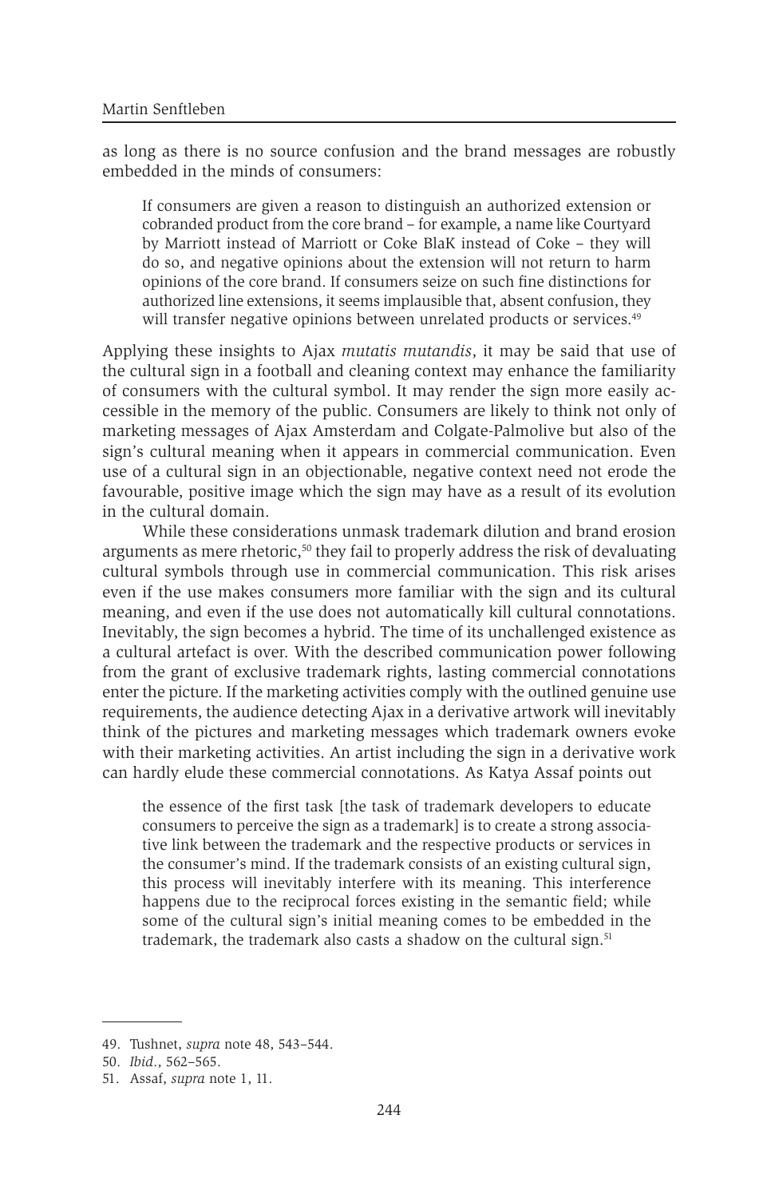as long as there is no source confusion and the brand messages are robustly embedded in the minds of consumers:

> If consumers are given a reason to distinguish an authorized extension or cobranded product from the core brand – for example, a name like Courtyard by Marriott instead of Marriott or Coke BlaK instead of Coke – they will do so, and negative opinions about the extension will not return to harm opinions of the core brand. If consumers seize on such fine distinctions for authorized line extensions, it seems implausible that, absent confusion, they will transfer negative opinions between unrelated products or services.[49]

Applying these insights to Ajax *mutatis mutandis*, it may be said that use of the cultural sign in a football and cleaning context may enhance the familiarity of consumers with the cultural symbol. It may render the sign more easily accessible in the memory of the public. Consumers are likely to think not only of marketing messages of Ajax Amsterdam and Colgate-Palmolive but also of the sign's cultural meaning when it appears in commercial communication. Even use of a cultural sign in an objectionable, negative context need not erode the favourable, positive image which the sign may have as a result of its evolution in the cultural domain.

While these considerations unmask trademark dilution and brand erosion arguments as mere rhetoric,[50] they fail to properly address the risk of devaluating cultural symbols through use in commercial communication. This risk arises even if the use makes consumers more familiar with the sign and its cultural meaning, and even if the use does not automatically kill cultural connotations. Inevitably, the sign becomes a hybrid. The time of its unchallenged existence as a cultural artefact is over. With the described communication power following from the grant of exclusive trademark rights, lasting commercial connotations enter the picture. If the marketing activities comply with the outlined genuine use requirements, the audience detecting Ajax in a derivative artwork will inevitably think of the pictures and marketing messages which trademark owners evoke with their marketing activities. An artist including the sign in a derivative work can hardly elude these commercial connotations. As Katya Assaf points out

> the essence of the first task [the task of trademark developers to educate consumers to perceive the sign as a trademark] is to create a strong associative link between the trademark and the respective products or services in the consumer's mind. If the trademark consists of an existing cultural sign, this process will inevitably interfere with its meaning. This interference happens due to the reciprocal forces existing in the semantic field; while some of the cultural sign's initial meaning comes to be embedded in the trademark, the trademark also casts a shadow on the cultural sign.[51]

---

49. Tushnet, *supra* note 48, 543–544.
50. *Ibid.*, 562–565.
51. Assaf, *supra* note 1, 11.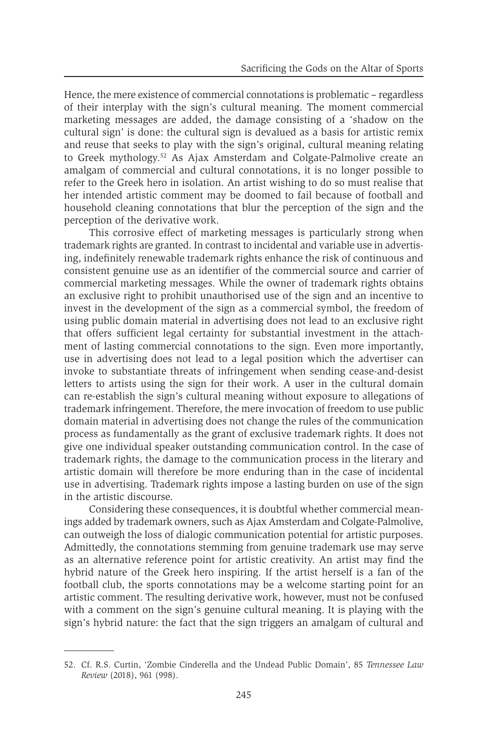Hence, the mere existence of commercial connotations is problematic – regardless of their interplay with the sign's cultural meaning. The moment commercial marketing messages are added, the damage consisting of a 'shadow on the cultural sign' is done: the cultural sign is devalued as a basis for artistic remix and reuse that seeks to play with the sign's original, cultural meaning relating to Greek mythology.[52] As Ajax Amsterdam and Colgate-Palmolive create an amalgam of commercial and cultural connotations, it is no longer possible to refer to the Greek hero in isolation. An artist wishing to do so must realise that her intended artistic comment may be doomed to fail because of football and household cleaning connotations that blur the perception of the sign and the perception of the derivative work.

This corrosive effect of marketing messages is particularly strong when trademark rights are granted. In contrast to incidental and variable use in advertising, indefinitely renewable trademark rights enhance the risk of continuous and consistent genuine use as an identifier of the commercial source and carrier of commercial marketing messages. While the owner of trademark rights obtains an exclusive right to prohibit unauthorised use of the sign and an incentive to invest in the development of the sign as a commercial symbol, the freedom of using public domain material in advertising does not lead to an exclusive right that offers sufficient legal certainty for substantial investment in the attachment of lasting commercial connotations to the sign. Even more importantly, use in advertising does not lead to a legal position which the advertiser can invoke to substantiate threats of infringement when sending cease-and-desist letters to artists using the sign for their work. A user in the cultural domain can re-establish the sign's cultural meaning without exposure to allegations of trademark infringement. Therefore, the mere invocation of freedom to use public domain material in advertising does not change the rules of the communication process as fundamentally as the grant of exclusive trademark rights. It does not give one individual speaker outstanding communication control. In the case of trademark rights, the damage to the communication process in the literary and artistic domain will therefore be more enduring than in the case of incidental use in advertising. Trademark rights impose a lasting burden on use of the sign in the artistic discourse.

Considering these consequences, it is doubtful whether commercial meanings added by trademark owners, such as Ajax Amsterdam and Colgate-Palmolive, can outweigh the loss of dialogic communication potential for artistic purposes. Admittedly, the connotations stemming from genuine trademark use may serve as an alternative reference point for artistic creativity. An artist may find the hybrid nature of the Greek hero inspiring. If the artist herself is a fan of the football club, the sports connotations may be a welcome starting point for an artistic comment. The resulting derivative work, however, must not be confused with a comment on the sign's genuine cultural meaning. It is playing with the sign's hybrid nature: the fact that the sign triggers an amalgam of cultural and

---

52. Cf. R.S. Curtin, 'Zombie Cinderella and the Undead Public Domain', 85 *Tennessee Law Review* (2018), 961 (998).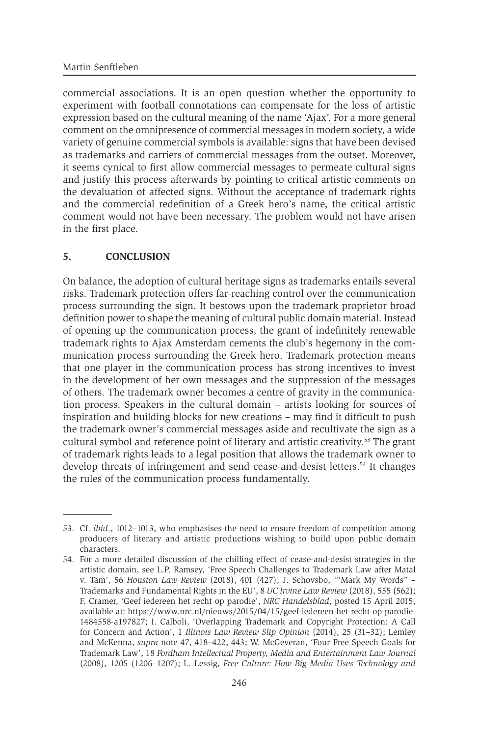commercial associations. It is an open question whether the opportunity to experiment with football connotations can compensate for the loss of artistic expression based on the cultural meaning of the name 'Ajax'. For a more general comment on the omnipresence of commercial messages in modern society, a wide variety of genuine commercial symbols is available: signs that have been devised as trademarks and carriers of commercial messages from the outset. Moreover, it seems cynical to first allow commercial messages to permeate cultural signs and justify this process afterwards by pointing to critical artistic comments on the devaluation of affected signs. Without the acceptance of trademark rights and the commercial redefinition of a Greek hero's name, the critical artistic comment would not have been necessary. The problem would not have arisen in the first place.

## 5. CONCLUSION

On balance, the adoption of cultural heritage signs as trademarks entails several risks. Trademark protection offers far-reaching control over the communication process surrounding the sign. It bestows upon the trademark proprietor broad definition power to shape the meaning of cultural public domain material. Instead of opening up the communication process, the grant of indefinitely renewable trademark rights to Ajax Amsterdam cements the club's hegemony in the communication process surrounding the Greek hero. Trademark protection means that one player in the communication process has strong incentives to invest in the development of her own messages and the suppression of the messages of others. The trademark owner becomes a centre of gravity in the communication process. Speakers in the cultural domain – artists looking for sources of inspiration and building blocks for new creations – may find it difficult to push the trademark owner's commercial messages aside and recultivate the sign as a cultural symbol and reference point of literary and artistic creativity.[53] The grant of trademark rights leads to a legal position that allows the trademark owner to develop threats of infringement and send cease-and-desist letters.[54] It changes the rules of the communication process fundamentally.

---

53. Cf. *ibid.*, 1012–1013, who emphasises the need to ensure freedom of competition among producers of literary and artistic productions wishing to build upon public domain characters.

54. For a more detailed discussion of the chilling effect of cease-and-desist strategies in the artistic domain, see L.P. Ramsey, 'Free Speech Challenges to Trademark Law after Matal v. Tam', 56 *Houston Law Review* (2018), 401 (427); J. Schovsbo, '"Mark My Words" – Trademarks and Fundamental Rights in the EU', 8 *UC Irvine Law Review* (2018), 555 (562); F. Cramer, 'Geef iedereen het recht op parodie', *NRC Handelsblad*, posted 15 April 2015, available at: https://www.nrc.nl/nieuws/2015/04/15/geef-iedereen-het-recht-op-parodie-1484558-a197827; I. Calboli, 'Overlapping Trademark and Copyright Protection: A Call for Concern and Action', 1 *Illinois Law Review Slip Opinion* (2014), 25 (31–32); Lemley and McKenna, *supra* note 47, 418–422, 443; W. McGeveran, 'Four Free Speech Goals for Trademark Law', 18 *Fordham Intellectual Property, Media and Entertainment Law Journal* (2008), 1205 (1206–1207); L. Lessig, *Free Culture: How Big Media Uses Technology and*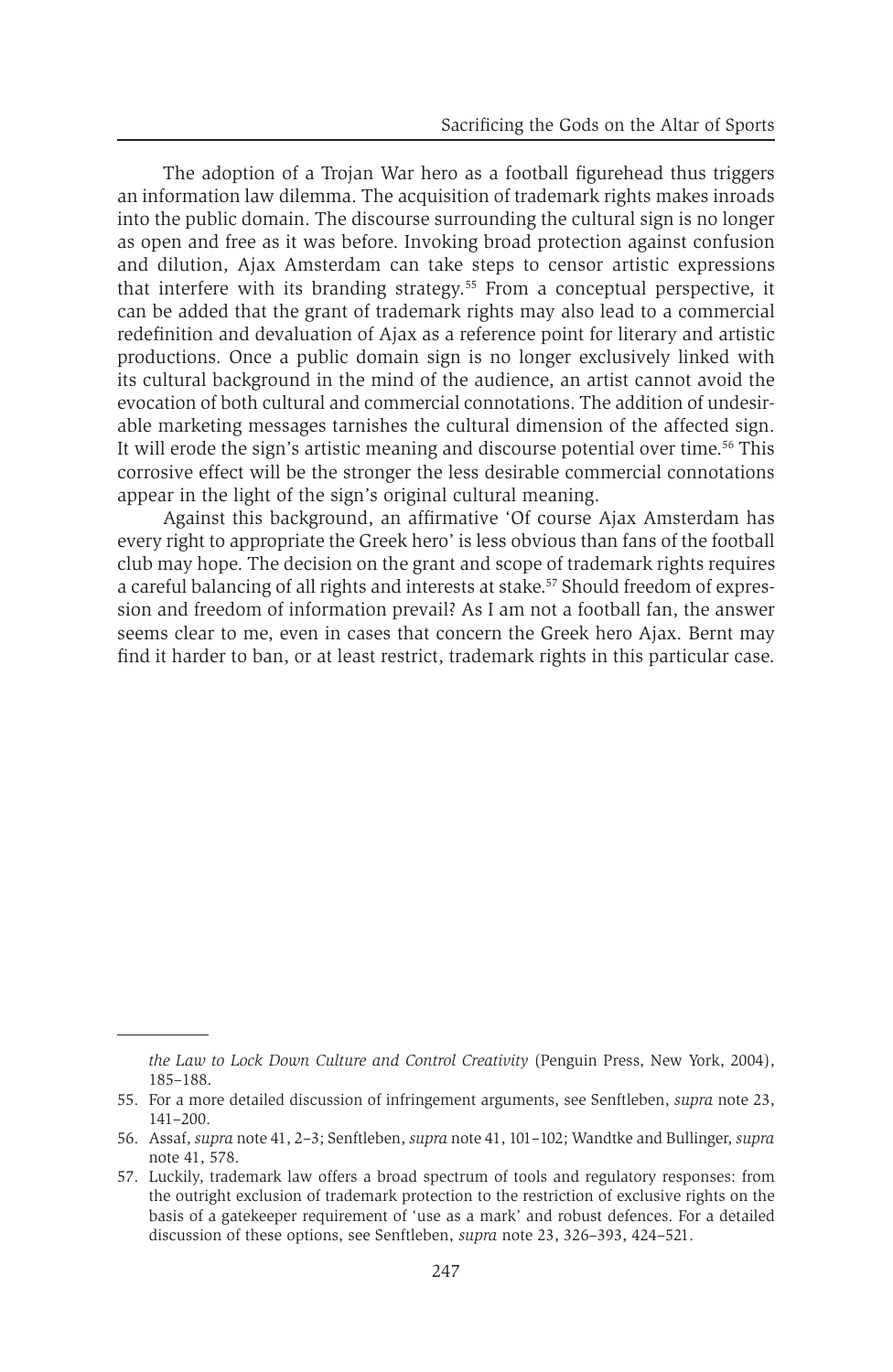The adoption of a Trojan War hero as a football figurehead thus triggers an information law dilemma. The acquisition of trademark rights makes inroads into the public domain. The discourse surrounding the cultural sign is no longer as open and free as it was before. Invoking broad protection against confusion and dilution, Ajax Amsterdam can take steps to censor artistic expressions that interfere with its branding strategy.[55] From a conceptual perspective, it can be added that the grant of trademark rights may also lead to a commercial redefinition and devaluation of Ajax as a reference point for literary and artistic productions. Once a public domain sign is no longer exclusively linked with its cultural background in the mind of the audience, an artist cannot avoid the evocation of both cultural and commercial connotations. The addition of undesirable marketing messages tarnishes the cultural dimension of the affected sign. It will erode the sign's artistic meaning and discourse potential over time.[56] This corrosive effect will be the stronger the less desirable commercial connotations appear in the light of the sign's original cultural meaning.

Against this background, an affirmative 'Of course Ajax Amsterdam has every right to appropriate the Greek hero' is less obvious than fans of the football club may hope. The decision on the grant and scope of trademark rights requires a careful balancing of all rights and interests at stake.[57] Should freedom of expression and freedom of information prevail? As I am not a football fan, the answer seems clear to me, even in cases that concern the Greek hero Ajax. Bernt may find it harder to ban, or at least restrict, trademark rights in this particular case.

---

*the Law to Lock Down Culture and Control Creativity* (Penguin Press, New York, 2004), 185–188.

55. For a more detailed discussion of infringement arguments, see Senftleben, *supra* note 23, 141–200.

56. Assaf, *supra* note 41, 2–3; Senftleben, *supra* note 41, 101–102; Wandtke and Bullinger, *supra* note 41, 578.

57. Luckily, trademark law offers a broad spectrum of tools and regulatory responses: from the outright exclusion of trademark protection to the restriction of exclusive rights on the basis of a gatekeeper requirement of 'use as a mark' and robust defences. For a detailed discussion of these options, see Senftleben, *supra* note 23, 326–393, 424–521.